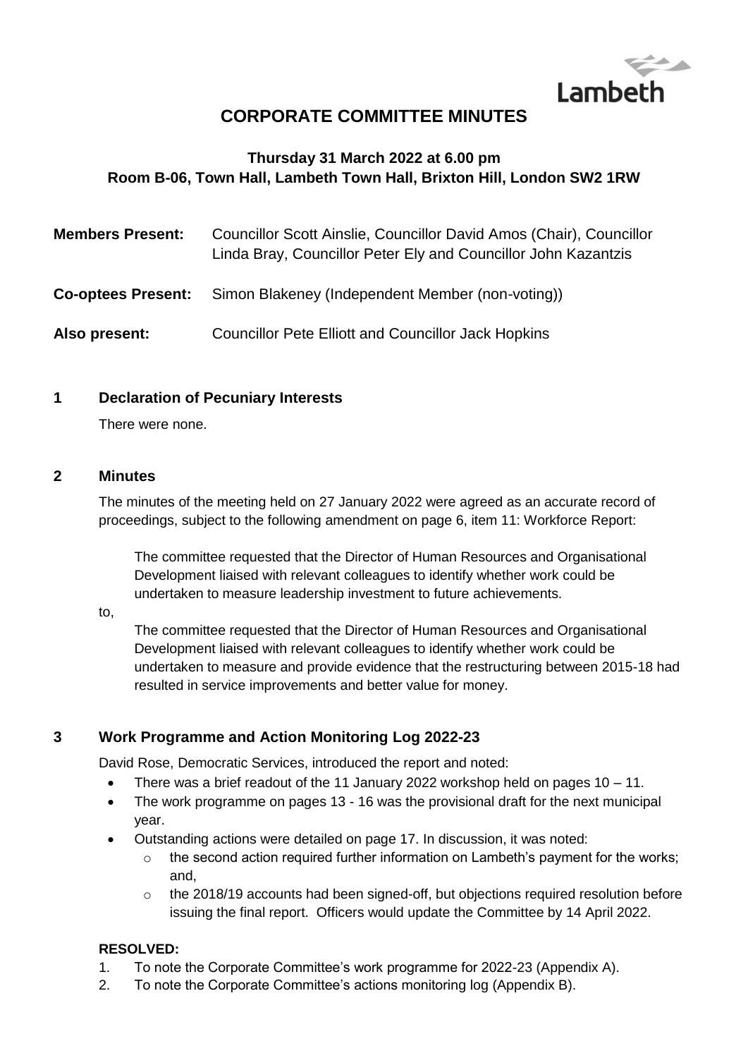Lambeth

# CORPORATE COMMITTEE MINUTES

## Thursday 31 March 2022 at 6.00 pm
## Room B-06, Town Hall, Lambeth Town Hall, Brixton Hill, London SW2 1RW

**Members Present:** Councillor Scott Ainslie, Councillor David Amos (Chair), Councillor Linda Bray, Councillor Peter Ely and Councillor John Kazantzis

**Co-optees Present:** Simon Blakeney (Independent Member (non-voting))

**Also present:** Councillor Pete Elliott and Councillor Jack Hopkins

### 1 Declaration of Pecuniary Interests

There were none.

### 2 Minutes

The minutes of the meeting held on 27 January 2022 were agreed as an accurate record of proceedings, subject to the following amendment on page 6, item 11: Workforce Report:

> The committee requested that the Director of Human Resources and Organisational Development liaised with relevant colleagues to identify whether work could be undertaken to measure leadership investment to future achievements.

to,

> The committee requested that the Director of Human Resources and Organisational Development liaised with relevant colleagues to identify whether work could be undertaken to measure and provide evidence that the restructuring between 2015-18 had resulted in service improvements and better value for money.

### 3 Work Programme and Action Monitoring Log 2022-23

David Rose, Democratic Services, introduced the report and noted:

- There was a brief readout of the 11 January 2022 workshop held on pages 10 – 11.
- The work programme on pages 13 - 16 was the provisional draft for the next municipal year.
- Outstanding actions were detailed on page 17. In discussion, it was noted:
  - the second action required further information on Lambeth's payment for the works; and,
  - the 2018/19 accounts had been signed-off, but objections required resolution before issuing the final report. Officers would update the Committee by 14 April 2022.

**RESOLVED:**

1. To note the Corporate Committee's work programme for 2022-23 (Appendix A).
2. To note the Corporate Committee's actions monitoring log (Appendix B).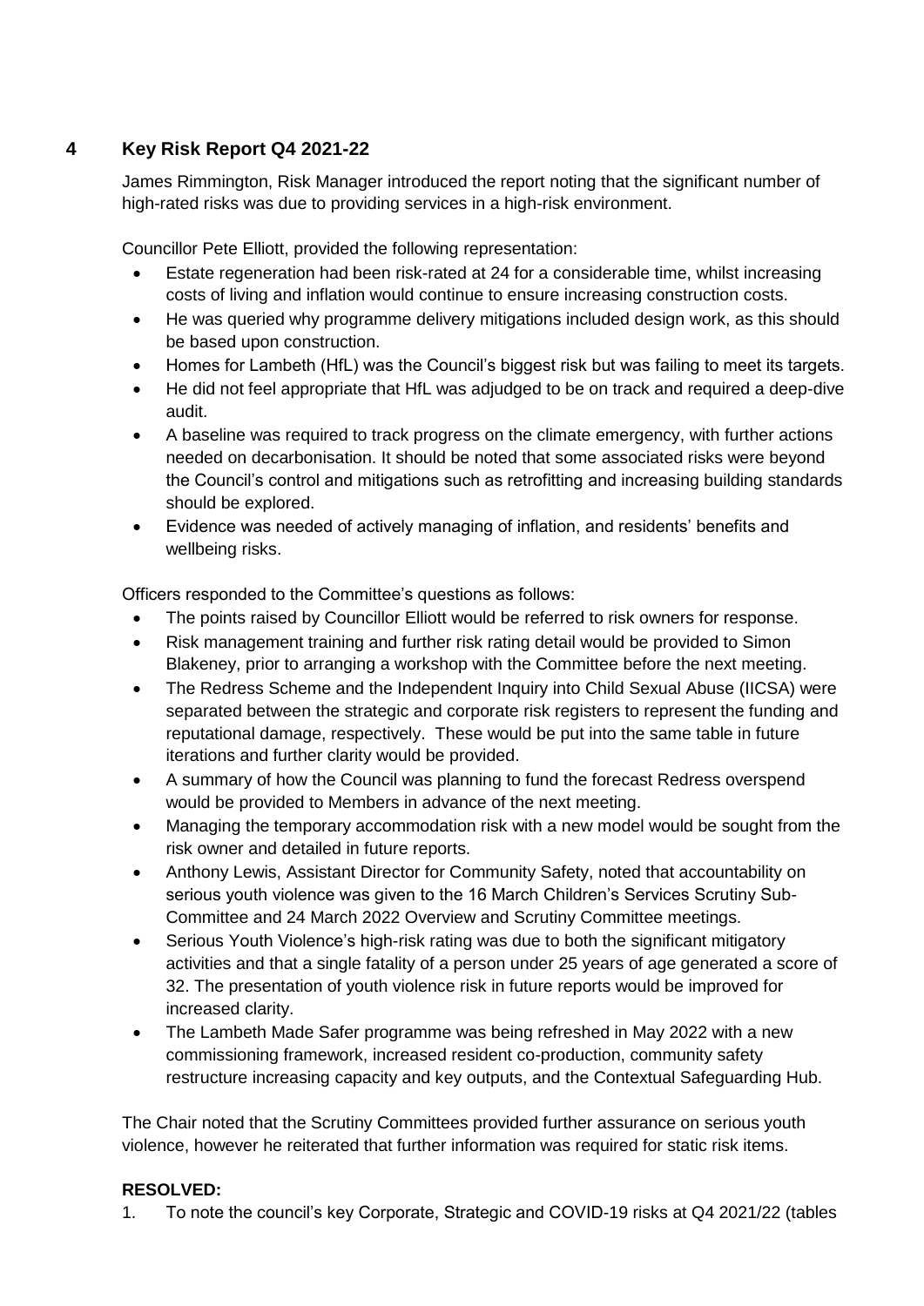## 4 Key Risk Report Q4 2021-22

James Rimmington, Risk Manager introduced the report noting that the significant number of high-rated risks was due to providing services in a high-risk environment.

Councillor Pete Elliott, provided the following representation:

- Estate regeneration had been risk-rated at 24 for a considerable time, whilst increasing costs of living and inflation would continue to ensure increasing construction costs.
- He was queried why programme delivery mitigations included design work, as this should be based upon construction.
- Homes for Lambeth (HfL) was the Council's biggest risk but was failing to meet its targets.
- He did not feel appropriate that HfL was adjudged to be on track and required a deep-dive audit.
- A baseline was required to track progress on the climate emergency, with further actions needed on decarbonisation. It should be noted that some associated risks were beyond the Council's control and mitigations such as retrofitting and increasing building standards should be explored.
- Evidence was needed of actively managing of inflation, and residents' benefits and wellbeing risks.

Officers responded to the Committee's questions as follows:

- The points raised by Councillor Elliott would be referred to risk owners for response.
- Risk management training and further risk rating detail would be provided to Simon Blakeney, prior to arranging a workshop with the Committee before the next meeting.
- The Redress Scheme and the Independent Inquiry into Child Sexual Abuse (IICSA) were separated between the strategic and corporate risk registers to represent the funding and reputational damage, respectively. These would be put into the same table in future iterations and further clarity would be provided.
- A summary of how the Council was planning to fund the forecast Redress overspend would be provided to Members in advance of the next meeting.
- Managing the temporary accommodation risk with a new model would be sought from the risk owner and detailed in future reports.
- Anthony Lewis, Assistant Director for Community Safety, noted that accountability on serious youth violence was given to the 16 March Children's Services Scrutiny Sub-Committee and 24 March 2022 Overview and Scrutiny Committee meetings.
- Serious Youth Violence's high-risk rating was due to both the significant mitigatory activities and that a single fatality of a person under 25 years of age generated a score of 32. The presentation of youth violence risk in future reports would be improved for increased clarity.
- The Lambeth Made Safer programme was being refreshed in May 2022 with a new commissioning framework, increased resident co-production, community safety restructure increasing capacity and key outputs, and the Contextual Safeguarding Hub.

The Chair noted that the Scrutiny Committees provided further assurance on serious youth violence, however he reiterated that further information was required for static risk items.

**RESOLVED:**

1. To note the council's key Corporate, Strategic and COVID-19 risks at Q4 2021/22 (tables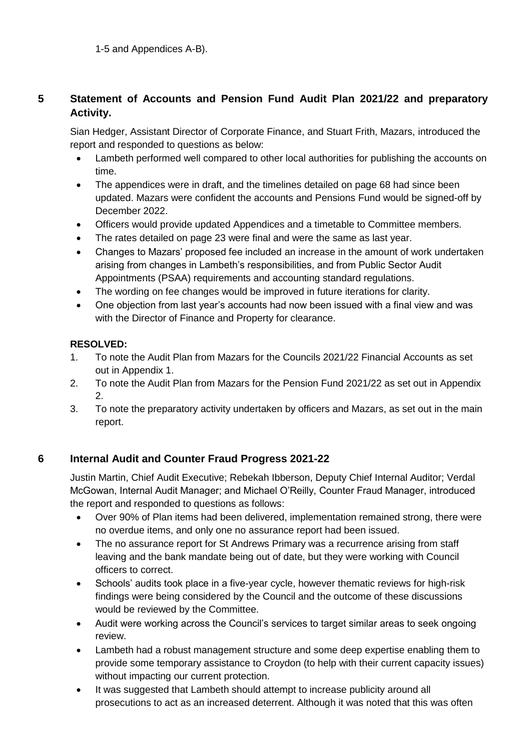1-5 and Appendices A-B).

## 5 Statement of Accounts and Pension Fund Audit Plan 2021/22 and preparatory Activity.

Sian Hedger, Assistant Director of Corporate Finance, and Stuart Frith, Mazars, introduced the report and responded to questions as below:

- Lambeth performed well compared to other local authorities for publishing the accounts on time.
- The appendices were in draft, and the timelines detailed on page 68 had since been updated. Mazars were confident the accounts and Pensions Fund would be signed-off by December 2022.
- Officers would provide updated Appendices and a timetable to Committee members.
- The rates detailed on page 23 were final and were the same as last year.
- Changes to Mazars' proposed fee included an increase in the amount of work undertaken arising from changes in Lambeth's responsibilities, and from Public Sector Audit Appointments (PSAA) requirements and accounting standard regulations.
- The wording on fee changes would be improved in future iterations for clarity.
- One objection from last year's accounts had now been issued with a final view and was with the Director of Finance and Property for clearance.

**RESOLVED:**

1. To note the Audit Plan from Mazars for the Councils 2021/22 Financial Accounts as set out in Appendix 1.
2. To note the Audit Plan from Mazars for the Pension Fund 2021/22 as set out in Appendix 2.
3. To note the preparatory activity undertaken by officers and Mazars, as set out in the main report.

## 6 Internal Audit and Counter Fraud Progress 2021-22

Justin Martin, Chief Audit Executive; Rebekah Ibberson, Deputy Chief Internal Auditor; Verdal McGowan, Internal Audit Manager; and Michael O'Reilly, Counter Fraud Manager, introduced the report and responded to questions as follows:

- Over 90% of Plan items had been delivered, implementation remained strong, there were no overdue items, and only one no assurance report had been issued.
- The no assurance report for St Andrews Primary was a recurrence arising from staff leaving and the bank mandate being out of date, but they were working with Council officers to correct.
- Schools' audits took place in a five-year cycle, however thematic reviews for high-risk findings were being considered by the Council and the outcome of these discussions would be reviewed by the Committee.
- Audit were working across the Council's services to target similar areas to seek ongoing review.
- Lambeth had a robust management structure and some deep expertise enabling them to provide some temporary assistance to Croydon (to help with their current capacity issues) without impacting our current protection.
- It was suggested that Lambeth should attempt to increase publicity around all prosecutions to act as an increased deterrent. Although it was noted that this was often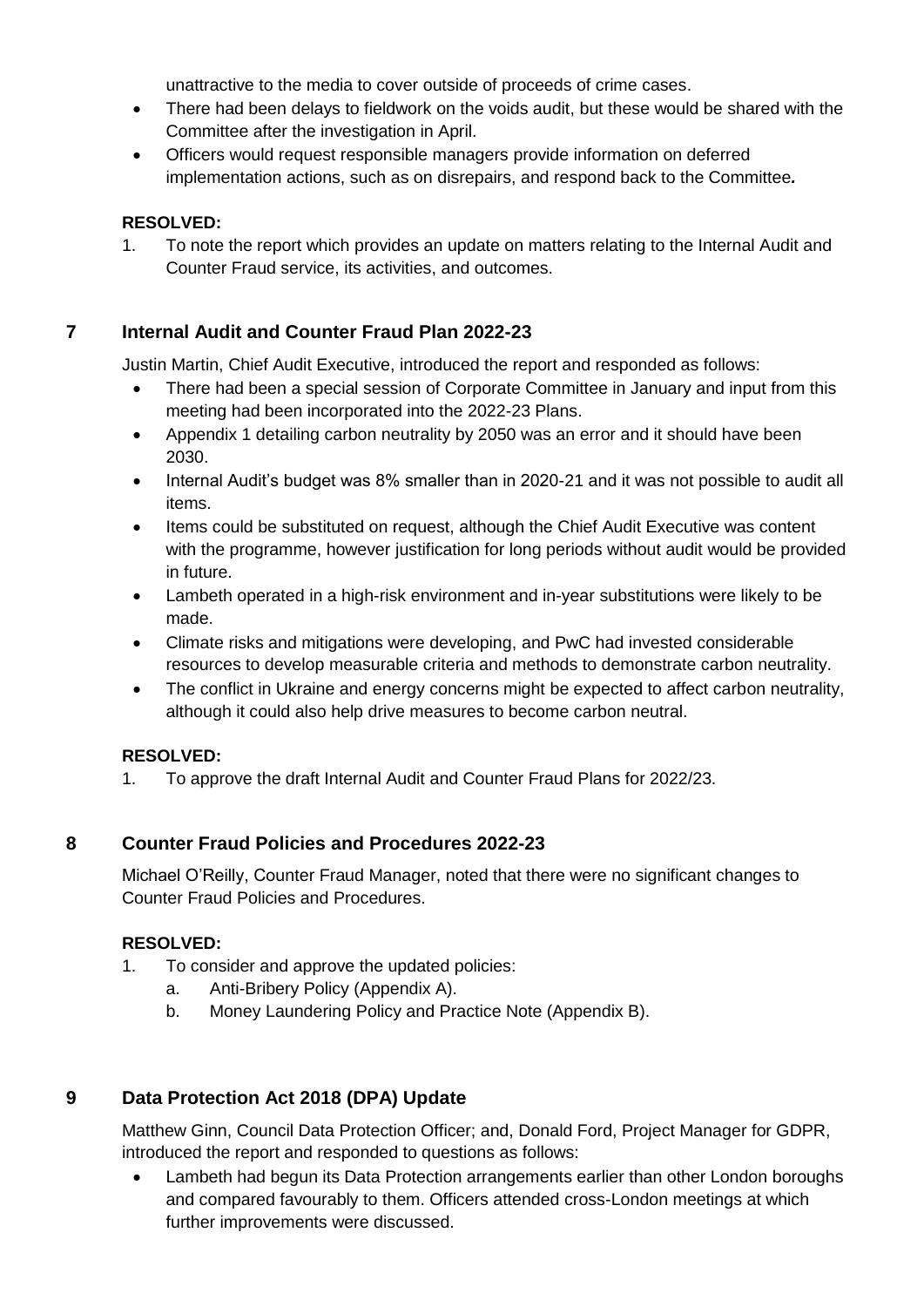unattractive to the media to cover outside of proceeds of crime cases.

- There had been delays to fieldwork on the voids audit, but these would be shared with the Committee after the investigation in April.
- Officers would request responsible managers provide information on deferred implementation actions, such as on disrepairs, and respond back to the Committee*.*

**RESOLVED:**

1. To note the report which provides an update on matters relating to the Internal Audit and Counter Fraud service, its activities, and outcomes.

## 7 Internal Audit and Counter Fraud Plan 2022-23

Justin Martin, Chief Audit Executive, introduced the report and responded as follows:

- There had been a special session of Corporate Committee in January and input from this meeting had been incorporated into the 2022-23 Plans.
- Appendix 1 detailing carbon neutrality by 2050 was an error and it should have been 2030.
- Internal Audit's budget was 8% smaller than in 2020-21 and it was not possible to audit all items.
- Items could be substituted on request, although the Chief Audit Executive was content with the programme, however justification for long periods without audit would be provided in future.
- Lambeth operated in a high-risk environment and in-year substitutions were likely to be made.
- Climate risks and mitigations were developing, and PwC had invested considerable resources to develop measurable criteria and methods to demonstrate carbon neutrality.
- The conflict in Ukraine and energy concerns might be expected to affect carbon neutrality, although it could also help drive measures to become carbon neutral.

**RESOLVED:**

1. To approve the draft Internal Audit and Counter Fraud Plans for 2022/23.

## 8 Counter Fraud Policies and Procedures 2022-23

Michael O'Reilly, Counter Fraud Manager, noted that there were no significant changes to Counter Fraud Policies and Procedures.

**RESOLVED:**

1. To consider and approve the updated policies:
   a. Anti-Bribery Policy (Appendix A).
   b. Money Laundering Policy and Practice Note (Appendix B).

## 9 Data Protection Act 2018 (DPA) Update

Matthew Ginn, Council Data Protection Officer; and, Donald Ford, Project Manager for GDPR, introduced the report and responded to questions as follows:

- Lambeth had begun its Data Protection arrangements earlier than other London boroughs and compared favourably to them. Officers attended cross-London meetings at which further improvements were discussed.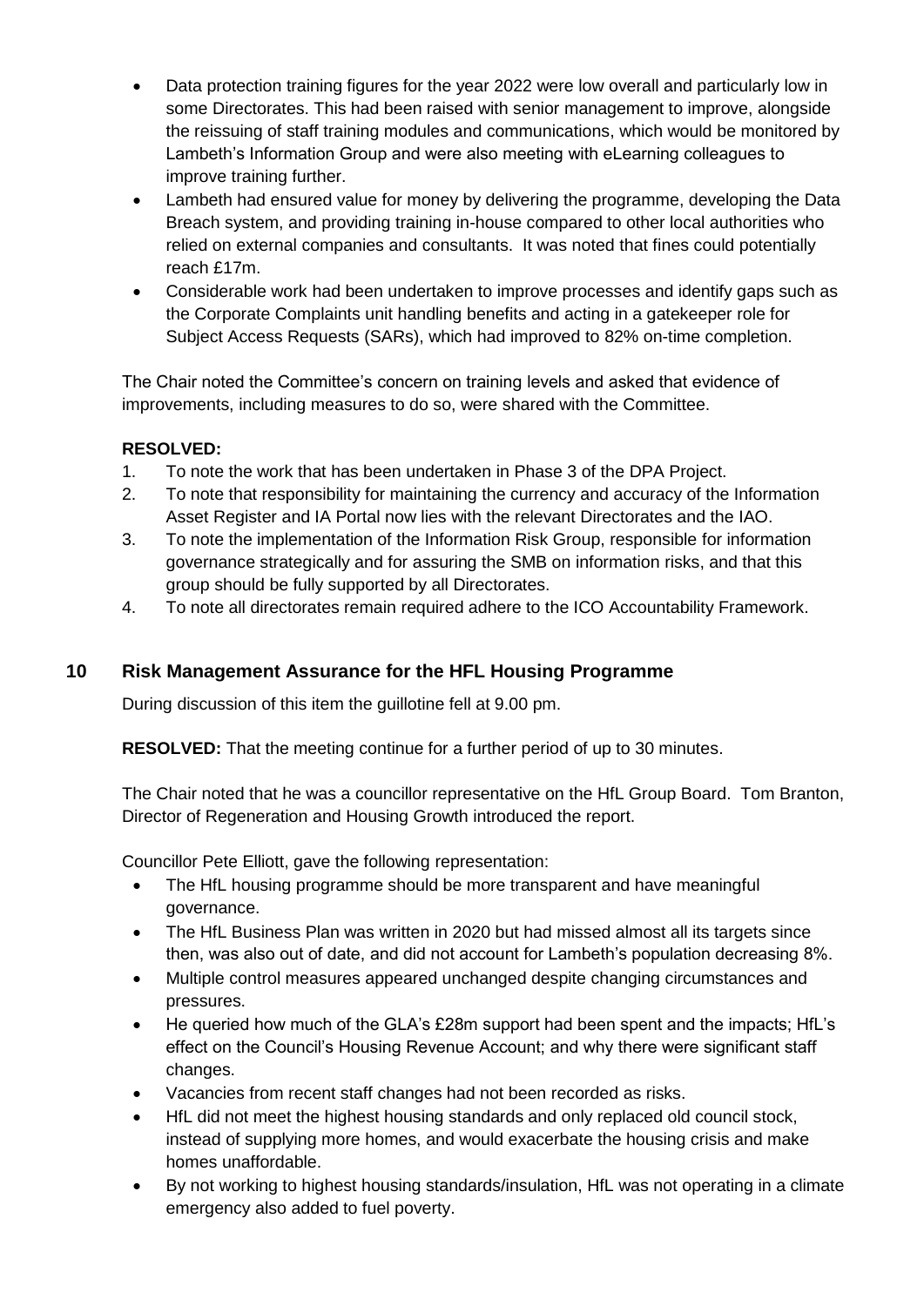- Data protection training figures for the year 2022 were low overall and particularly low in some Directorates. This had been raised with senior management to improve, alongside the reissuing of staff training modules and communications, which would be monitored by Lambeth's Information Group and were also meeting with eLearning colleagues to improve training further.
- Lambeth had ensured value for money by delivering the programme, developing the Data Breach system, and providing training in-house compared to other local authorities who relied on external companies and consultants. It was noted that fines could potentially reach £17m.
- Considerable work had been undertaken to improve processes and identify gaps such as the Corporate Complaints unit handling benefits and acting in a gatekeeper role for Subject Access Requests (SARs), which had improved to 82% on-time completion.

The Chair noted the Committee's concern on training levels and asked that evidence of improvements, including measures to do so, were shared with the Committee.

**RESOLVED:**

1. To note the work that has been undertaken in Phase 3 of the DPA Project.
2. To note that responsibility for maintaining the currency and accuracy of the Information Asset Register and IA Portal now lies with the relevant Directorates and the IAO.
3. To note the implementation of the Information Risk Group, responsible for information governance strategically and for assuring the SMB on information risks, and that this group should be fully supported by all Directorates.
4. To note all directorates remain required adhere to the ICO Accountability Framework.

## 10 Risk Management Assurance for the HFL Housing Programme

During discussion of this item the guillotine fell at 9.00 pm.

**RESOLVED:** That the meeting continue for a further period of up to 30 minutes.

The Chair noted that he was a councillor representative on the HfL Group Board. Tom Branton, Director of Regeneration and Housing Growth introduced the report.

Councillor Pete Elliott, gave the following representation:

- The HfL housing programme should be more transparent and have meaningful governance.
- The HfL Business Plan was written in 2020 but had missed almost all its targets since then, was also out of date, and did not account for Lambeth's population decreasing 8%.
- Multiple control measures appeared unchanged despite changing circumstances and pressures.
- He queried how much of the GLA's £28m support had been spent and the impacts; HfL's effect on the Council's Housing Revenue Account; and why there were significant staff changes.
- Vacancies from recent staff changes had not been recorded as risks.
- HfL did not meet the highest housing standards and only replaced old council stock, instead of supplying more homes, and would exacerbate the housing crisis and make homes unaffordable.
- By not working to highest housing standards/insulation, HfL was not operating in a climate emergency also added to fuel poverty.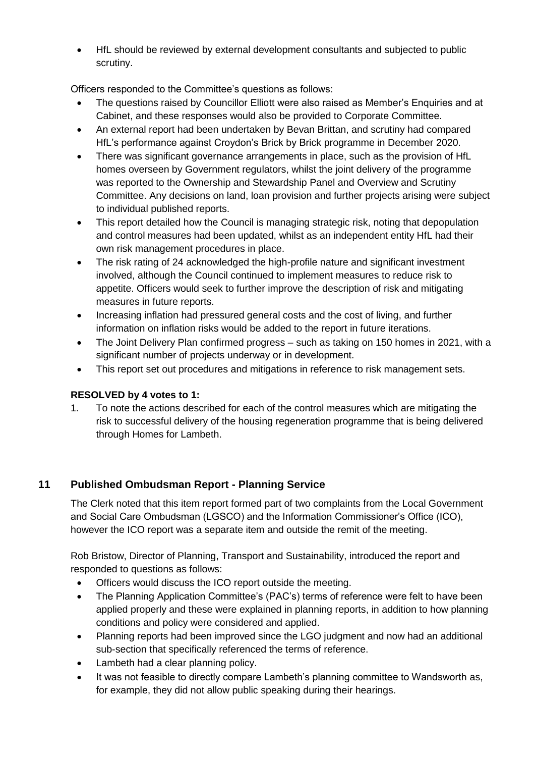- HfL should be reviewed by external development consultants and subjected to public scrutiny.

Officers responded to the Committee's questions as follows:

- The questions raised by Councillor Elliott were also raised as Member's Enquiries and at Cabinet, and these responses would also be provided to Corporate Committee.
- An external report had been undertaken by Bevan Brittan, and scrutiny had compared HfL's performance against Croydon's Brick by Brick programme in December 2020.
- There was significant governance arrangements in place, such as the provision of HfL homes overseen by Government regulators, whilst the joint delivery of the programme was reported to the Ownership and Stewardship Panel and Overview and Scrutiny Committee. Any decisions on land, loan provision and further projects arising were subject to individual published reports.
- This report detailed how the Council is managing strategic risk, noting that depopulation and control measures had been updated, whilst as an independent entity HfL had their own risk management procedures in place.
- The risk rating of 24 acknowledged the high-profile nature and significant investment involved, although the Council continued to implement measures to reduce risk to appetite. Officers would seek to further improve the description of risk and mitigating measures in future reports.
- Increasing inflation had pressured general costs and the cost of living, and further information on inflation risks would be added to the report in future iterations.
- The Joint Delivery Plan confirmed progress – such as taking on 150 homes in 2021, with a significant number of projects underway or in development.
- This report set out procedures and mitigations in reference to risk management sets.

**RESOLVED by 4 votes to 1:**

1. To note the actions described for each of the control measures which are mitigating the risk to successful delivery of the housing regeneration programme that is being delivered through Homes for Lambeth.

## 11 Published Ombudsman Report - Planning Service

The Clerk noted that this item report formed part of two complaints from the Local Government and Social Care Ombudsman (LGSCO) and the Information Commissioner's Office (ICO), however the ICO report was a separate item and outside the remit of the meeting.

Rob Bristow, Director of Planning, Transport and Sustainability, introduced the report and responded to questions as follows:

- Officers would discuss the ICO report outside the meeting.
- The Planning Application Committee's (PAC's) terms of reference were felt to have been applied properly and these were explained in planning reports, in addition to how planning conditions and policy were considered and applied.
- Planning reports had been improved since the LGO judgment and now had an additional sub-section that specifically referenced the terms of reference.
- Lambeth had a clear planning policy.
- It was not feasible to directly compare Lambeth's planning committee to Wandsworth as, for example, they did not allow public speaking during their hearings.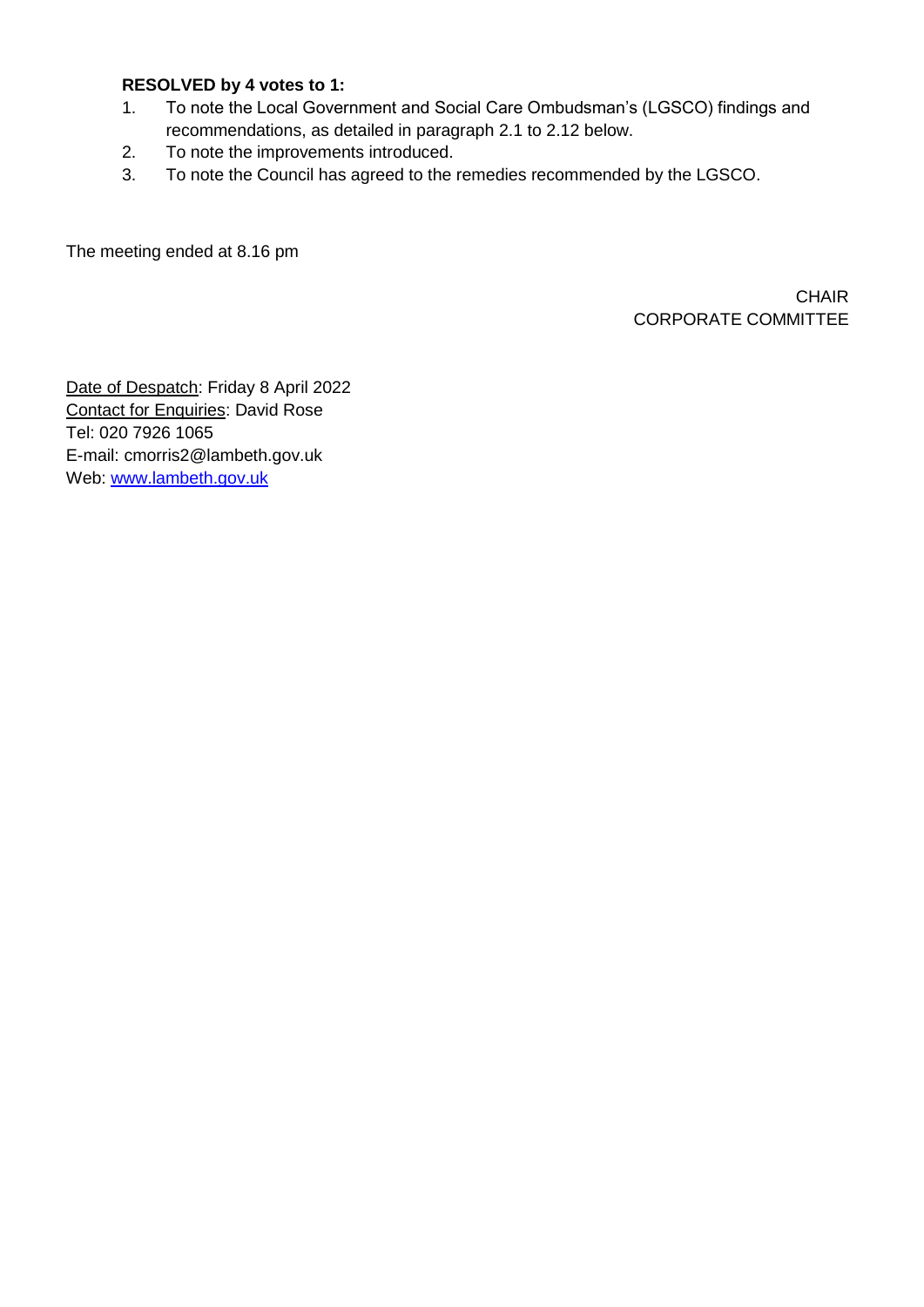**RESOLVED by 4 votes to 1:**

1. To note the Local Government and Social Care Ombudsman's (LGSCO) findings and recommendations, as detailed in paragraph 2.1 to 2.12 below.
2. To note the improvements introduced.
3. To note the Council has agreed to the remedies recommended by the LGSCO.

The meeting ended at 8.16 pm

CHAIR
CORPORATE COMMITTEE

Date of Despatch: Friday 8 April 2022
Contact for Enquiries: David Rose
Tel: 020 7926 1065
E-mail: cmorris2@lambeth.gov.uk
Web: www.lambeth.gov.uk